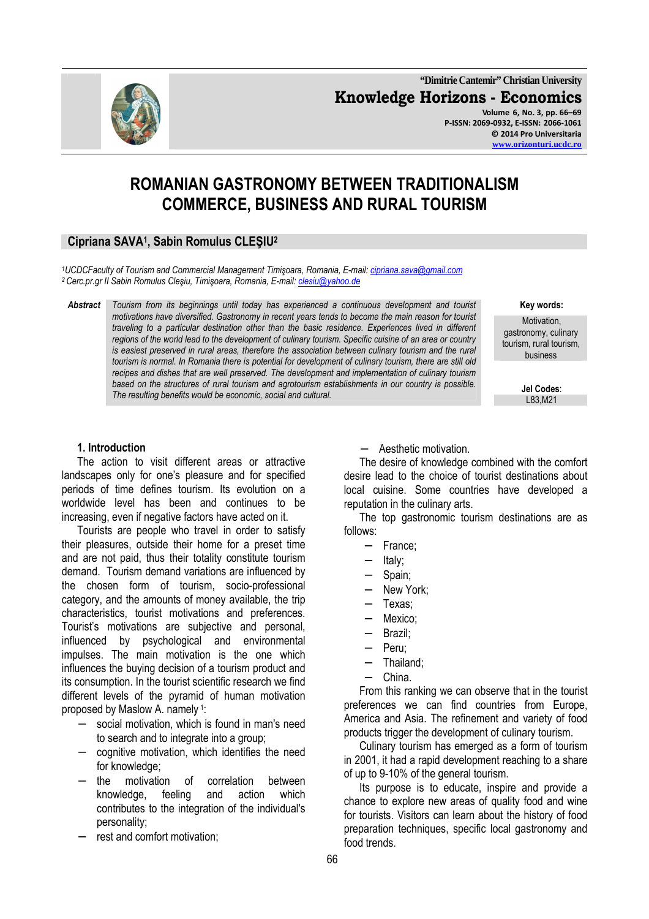# ROMANIAN GASTRONOMY BETWEEN TRADITIONALISM COMMERCE, BUSINESS AND RURAL TOURISM

**Cipriana SAVA[1], Sabin Romulus CLEŞIU[2]**

*[1]UCDCFaculty of Tourism and Commercial Management Timişoara, Romania, E-mail: cipriana.sava@gmail.com*
*[2] Cerc.pr.gr II Sabin Romulus Cleşiu, Timişoara, Romania, E-mail: clesiu@yahoo.de*

**Abstract** *Tourism from its beginnings until today has experienced a continuous development and tourist motivations have diversified. Gastronomy in recent years tends to become the main reason for tourist traveling to a particular destination other than the basic residence. Experiences lived in different regions of the world lead to the development of culinary tourism. Specific cuisine of an area or country is easiest preserved in rural areas, therefore the association between culinary tourism and the rural tourism is normal. In Romania there is potential for development of culinary tourism, there are still old recipes and dishes that are well preserved. The development and implementation of culinary tourism based on the structures of rural tourism and agrotourism establishments in our country is possible. The resulting benefits would be economic, social and cultural.*

**Key words:** Motivation, gastronomy, culinary tourism, rural tourism, business

**Jel Codes**: L83,M21

## 1. Introduction

The action to visit different areas or attractive landscapes only for one's pleasure and for specified periods of time defines tourism. Its evolution on a worldwide level has been and continues to be increasing, even if negative factors have acted on it.

Tourists are people who travel in order to satisfy their pleasures, outside their home for a preset time and are not paid, thus their totality constitute tourism demand. Tourism demand variations are influenced by the chosen form of tourism, socio-professional category, and the amounts of money available, the trip characteristics, tourist motivations and preferences. Tourist's motivations are subjective and personal, influenced by psychological and environmental impulses. The main motivation is the one which influences the buying decision of a tourism product and its consumption. In the tourist scientific research we find different levels of the pyramid of human motivation proposed by Maslow A. namely [1]:

- social motivation, which is found in man's need to search and to integrate into a group;
- cognitive motivation, which identifies the need for knowledge;
- the motivation of correlation between knowledge, feeling and action which contributes to the integration of the individual's personality;
- rest and comfort motivation;
- Aesthetic motivation.

The desire of knowledge combined with the comfort desire lead to the choice of tourist destinations about local cuisine. Some countries have developed a reputation in the culinary arts.

The top gastronomic tourism destinations are as follows:

- France;
- Italy;
- Spain;
- New York;
- Texas;
- Mexico;
- Brazil;
- Peru;
- Thailand;
- China.

From this ranking we can observe that in the tourist preferences we can find countries from Europe, America and Asia. The refinement and variety of food products trigger the development of culinary tourism.

Culinary tourism has emerged as a form of tourism in 2001, it had a rapid development reaching to a share of up to 9-10% of the general tourism.

Its purpose is to educate, inspire and provide a chance to explore new areas of quality food and wine for tourists. Visitors can learn about the history of food preparation techniques, specific local gastronomy and food trends.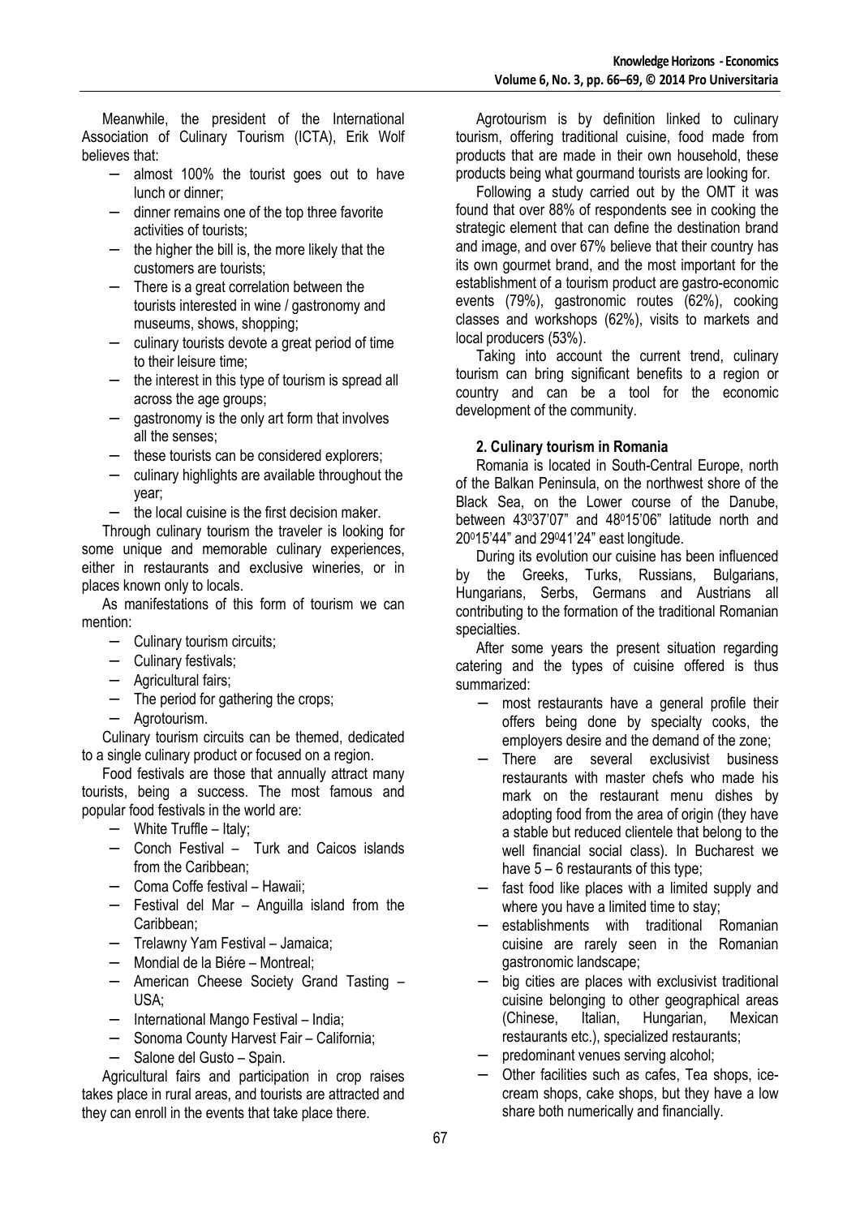Meanwhile, the president of the International Association of Culinary Tourism (ICTA), Erik Wolf believes that:

- almost 100% the tourist goes out to have lunch or dinner;
- dinner remains one of the top three favorite activities of tourists;
- the higher the bill is, the more likely that the customers are tourists;
- There is a great correlation between the tourists interested in wine / gastronomy and museums, shows, shopping;
- culinary tourists devote a great period of time to their leisure time;
- the interest in this type of tourism is spread all across the age groups;
- gastronomy is the only art form that involves all the senses;
- these tourists can be considered explorers;
- culinary highlights are available throughout the year;
- the local cuisine is the first decision maker.

Through culinary tourism the traveler is looking for some unique and memorable culinary experiences, either in restaurants and exclusive wineries, or in places known only to locals.

As manifestations of this form of tourism we can mention:

- Culinary tourism circuits;
- Culinary festivals;
- Agricultural fairs;
- The period for gathering the crops;
- Agrotourism.

Culinary tourism circuits can be themed, dedicated to a single culinary product or focused on a region.

Food festivals are those that annually attract many tourists, being a success. The most famous and popular food festivals in the world are:

- White Truffle – Italy;
- Conch Festival – Turk and Caicos islands from the Caribbean;
- Coma Coffe festival – Hawaii;
- Festival del Mar – Anguilla island from the Caribbean;
- Trelawny Yam Festival – Jamaica;
- Mondial de la Biére – Montreal;
- American Cheese Society Grand Tasting – USA;
- International Mango Festival – India;
- Sonoma County Harvest Fair – California;
- Salone del Gusto – Spain.

Agricultural fairs and participation in crop raises takes place in rural areas, and tourists are attracted and they can enroll in the events that take place there.

Agrotourism is by definition linked to culinary tourism, offering traditional cuisine, food made from products that are made in their own household, these products being what gourmand tourists are looking for.

Following a study carried out by the OMT it was found that over 88% of respondents see in cooking the strategic element that can define the destination brand and image, and over 67% believe that their country has its own gourmet brand, and the most important for the establishment of a tourism product are gastro-economic events (79%), gastronomic routes (62%), cooking classes and workshops (62%), visits to markets and local producers (53%).

Taking into account the current trend, culinary tourism can bring significant benefits to a region or country and can be a tool for the economic development of the community.

## 2. Culinary tourism in Romania

Romania is located in South-Central Europe, north of the Balkan Peninsula, on the northwest shore of the Black Sea, on the Lower course of the Danube, between 43°37'07" and 48°15'06" latitude north and 20°15'44" and 29°41'24" east longitude.

During its evolution our cuisine has been influenced by the Greeks, Turks, Russians, Bulgarians, Hungarians, Serbs, Germans and Austrians all contributing to the formation of the traditional Romanian specialties.

After some years the present situation regarding catering and the types of cuisine offered is thus summarized:

- most restaurants have a general profile their offers being done by specialty cooks, the employers desire and the demand of the zone;
- There are several exclusivist business restaurants with master chefs who made his mark on the restaurant menu dishes by adopting food from the area of origin (they have a stable but reduced clientele that belong to the well financial social class). In Bucharest we have 5 – 6 restaurants of this type;
- fast food like places with a limited supply and where you have a limited time to stay;
- establishments with traditional Romanian cuisine are rarely seen in the Romanian gastronomic landscape;
- big cities are places with exclusivist traditional cuisine belonging to other geographical areas (Chinese, Italian, Hungarian, Mexican restaurants etc.), specialized restaurants;
- predominant venues serving alcohol;
- Other facilities such as cafes, Tea shops, ice-cream shops, cake shops, but they have a low share both numerically and financially.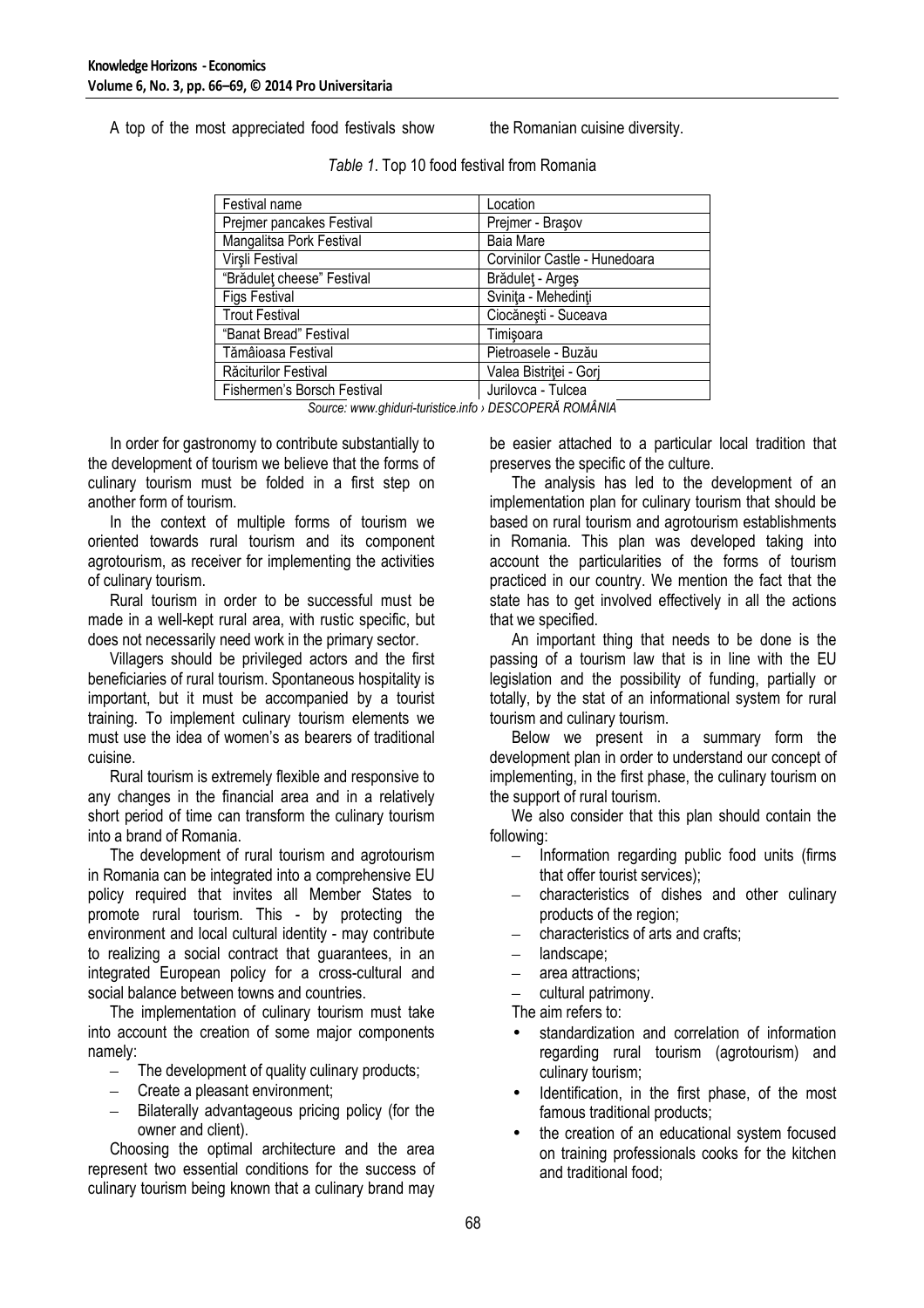A top of the most appreciated food festivals show the Romanian cuisine diversity.

*Table 1*. Top 10 food festival from Romania

| Festival name | Location |
|---|---|
| Prejmer pancakes Festival | Prejmer - Braşov |
| Mangalitsa Pork Festival | Baia Mare |
| Virşli Festival | Corvinilor Castle - Hunedoara |
| "Brăduleţ cheese" Festival | Brăduleţ - Argeş |
| Figs Festival | Sviniţa - Mehedinţi |
| Trout Festival | Ciocăneşti - Suceava |
| "Banat Bread" Festival | Timişoara |
| Tămâioasa Festival | Pietroasele - Buzău |
| Răciturilor Festival | Valea Bistriţei - Gorj |
| Fishermen's Borsch Festival | Jurilovca - Tulcea |

*Source: www.ghiduri-turistice.info › DESCOPERĂ ROMÂNIA*

In order for gastronomy to contribute substantially to the development of tourism we believe that the forms of culinary tourism must be folded in a first step on another form of tourism.

In the context of multiple forms of tourism we oriented towards rural tourism and its component agrotourism, as receiver for implementing the activities of culinary tourism.

Rural tourism in order to be successful must be made in a well-kept rural area, with rustic specific, but does not necessarily need work in the primary sector.

Villagers should be privileged actors and the first beneficiaries of rural tourism. Spontaneous hospitality is important, but it must be accompanied by a tourist training. To implement culinary tourism elements we must use the idea of women's as bearers of traditional cuisine.

Rural tourism is extremely flexible and responsive to any changes in the financial area and in a relatively short period of time can transform the culinary tourism into a brand of Romania.

The development of rural tourism and agrotourism in Romania can be integrated into a comprehensive EU policy required that invites all Member States to promote rural tourism. This - by protecting the environment and local cultural identity - may contribute to realizing a social contract that guarantees, in an integrated European policy for a cross-cultural and social balance between towns and countries.

The implementation of culinary tourism must take into account the creation of some major components namely:

- The development of quality culinary products;
- Create a pleasant environment;
- Bilaterally advantageous pricing policy (for the owner and client).

Choosing the optimal architecture and the area represent two essential conditions for the success of culinary tourism being known that a culinary brand may be easier attached to a particular local tradition that preserves the specific of the culture.

The analysis has led to the development of an implementation plan for culinary tourism that should be based on rural tourism and agrotourism establishments in Romania. This plan was developed taking into account the particularities of the forms of tourism practiced in our country. We mention the fact that the state has to get involved effectively in all the actions that we specified.

An important thing that needs to be done is the passing of a tourism law that is in line with the EU legislation and the possibility of funding, partially or totally, by the stat of an informational system for rural tourism and culinary tourism.

Below we present in a summary form the development plan in order to understand our concept of implementing, in the first phase, the culinary tourism on the support of rural tourism.

We also consider that this plan should contain the following:

- Information regarding public food units (firms that offer tourist services);
- characteristics of dishes and other culinary products of the region;
- characteristics of arts and crafts;
- landscape;
- area attractions;
- cultural patrimony.

The aim refers to:

- standardization and correlation of information regarding rural tourism (agrotourism) and culinary tourism;
- Identification, in the first phase, of the most famous traditional products;
- the creation of an educational system focused on training professionals cooks for the kitchen and traditional food;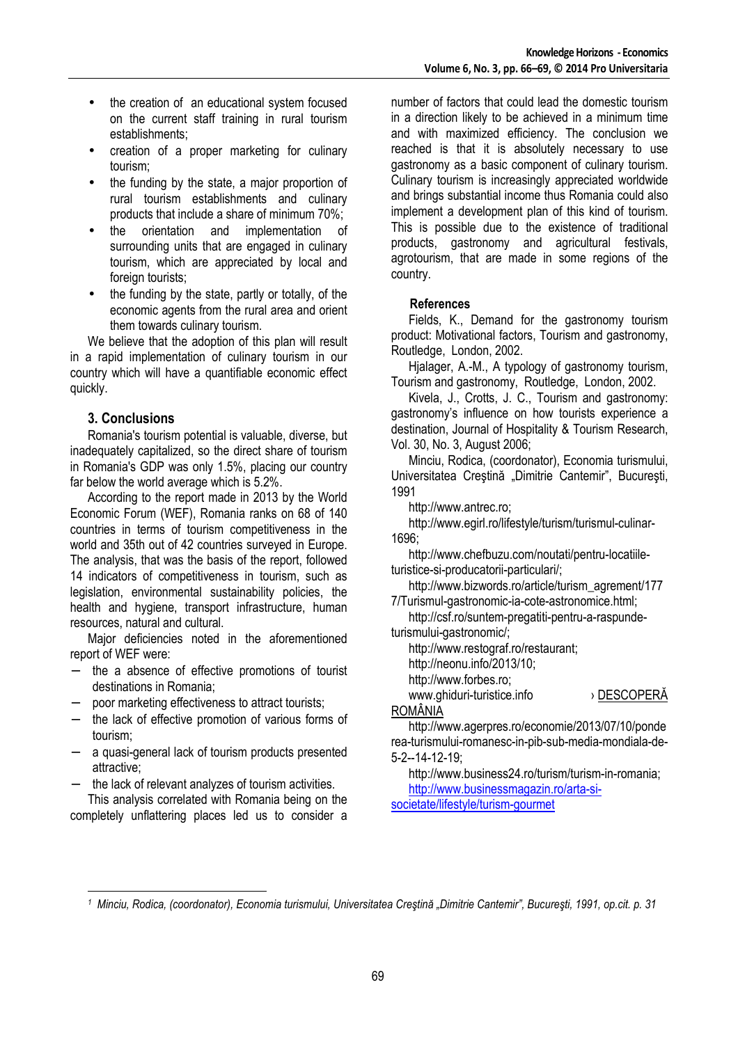- the creation of an educational system focused on the current staff training in rural tourism establishments;
- creation of a proper marketing for culinary tourism;
- the funding by the state, a major proportion of rural tourism establishments and culinary products that include a share of minimum 70%;
- the orientation and implementation of surrounding units that are engaged in culinary tourism, which are appreciated by local and foreign tourists;
- the funding by the state, partly or totally, of the economic agents from the rural area and orient them towards culinary tourism.

We believe that the adoption of this plan will result in a rapid implementation of culinary tourism in our country which will have a quantifiable economic effect quickly.

## 3. Conclusions

Romania's tourism potential is valuable, diverse, but inadequately capitalized, so the direct share of tourism in Romania's GDP was only 1.5%, placing our country far below the world average which is 5.2%.

According to the report made in 2013 by the World Economic Forum (WEF), Romania ranks on 68 of 140 countries in terms of tourism competitiveness in the world and 35th out of 42 countries surveyed in Europe. The analysis, that was the basis of the report, followed 14 indicators of competitiveness in tourism, such as legislation, environmental sustainability policies, the health and hygiene, transport infrastructure, human resources, natural and cultural.

Major deficiencies noted in the aforementioned report of WEF were:

- the a absence of effective promotions of tourist destinations in Romania;
- poor marketing effectiveness to attract tourists;
- the lack of effective promotion of various forms of tourism;
- a quasi-general lack of tourism products presented attractive;
- the lack of relevant analyzes of tourism activities.

This analysis correlated with Romania being on the completely unflattering places led us to consider a number of factors that could lead the domestic tourism in a direction likely to be achieved in a minimum time and with maximized efficiency. The conclusion we reached is that it is absolutely necessary to use gastronomy as a basic component of culinary tourism. Culinary tourism is increasingly appreciated worldwide and brings substantial income thus Romania could also implement a development plan of this kind of tourism. This is possible due to the existence of traditional products, gastronomy and agricultural festivals, agrotourism, that are made in some regions of the country.

### References

Fields, K., Demand for the gastronomy tourism product: Motivational factors, Tourism and gastronomy, Routledge, London, 2002.

Hjalager, A.-M., A typology of gastronomy tourism, Tourism and gastronomy, Routledge, London, 2002.

Kivela, J., Crotts, J. C., Tourism and gastronomy: gastronomy's influence on how tourists experience a destination, Journal of Hospitality & Tourism Research, Vol. 30, No. 3, August 2006;

Minciu, Rodica, (coordonator), Economia turismului, Universitatea Creştină „Dimitrie Cantemir", Bucureşti, 1991

http://www.antrec.ro;

http://www.egirl.ro/lifestyle/turism/turismul-culinar-1696;

http://www.chefbuzu.com/noutati/pentru-locatiile-turistice-si-producatorii-particulari/;

http://www.bizwords.ro/article/turism_agrement/1777/Turismul-gastronomic-ia-cote-astronomice.html;

http://csf.ro/suntem-pregatiti-pentru-a-raspunde-turismului-gastronomic/;

http://www.restograf.ro/restaurant;

http://neonu.info/2013/10;

http://www.forbes.ro;

www.ghiduri-turistice.info › DESCOPERĂ ROMÂNIA

http://www.agerpres.ro/economie/2013/07/10/ponderea-turismului-romanesc-in-pib-sub-media-mondiala-de-5-2--14-12-19;

http://www.business24.ro/turism/turism-in-romania;

http://www.businessmagazin.ro/arta-si-societate/lifestyle/turism-gourmet

[1] Minciu, Rodica, (coordonator), Economia turismului, Universitatea Creştină „Dimitrie Cantemir", Bucureşti, 1991, op.cit. p. 31